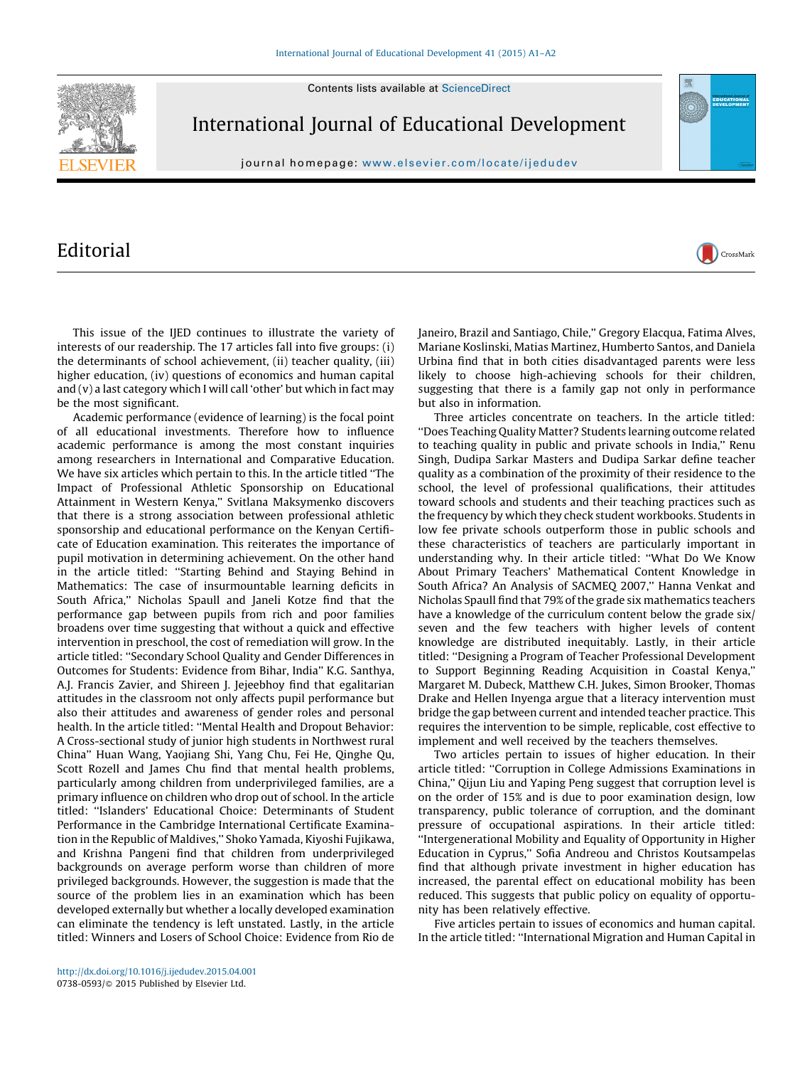# Editorial

This issue of the IJED continues to illustrate the variety of interests of our readership. The 17 articles fall into five groups: (i) the determinants of school achievement, (ii) teacher quality, (iii) higher education, (iv) questions of economics and human capital and (v) a last category which I will call 'other' but which in fact may be the most significant.

Academic performance (evidence of learning) is the focal point of all educational investments. Therefore how to influence academic performance is among the most constant inquiries among researchers in International and Comparative Education. We have six articles which pertain to this. In the article titled "The Impact of Professional Athletic Sponsorship on Educational Attainment in Western Kenya," Svitlana Maksymenko discovers that there is a strong association between professional athletic sponsorship and educational performance on the Kenyan Certificate of Education examination. This reiterates the importance of pupil motivation in determining achievement. On the other hand in the article titled: "Starting Behind and Staying Behind in Mathematics: The case of insurmountable learning deficits in South Africa," Nicholas Spaull and Janeli Kotze find that the performance gap between pupils from rich and poor families broadens over time suggesting that without a quick and effective intervention in preschool, the cost of remediation will grow. In the article titled: "Secondary School Quality and Gender Differences in Outcomes for Students: Evidence from Bihar, India" K.G. Santhya, A.J. Francis Zavier, and Shireen J. Jejeebhoy find that egalitarian attitudes in the classroom not only affects pupil performance but also their attitudes and awareness of gender roles and personal health. In the article titled: "Mental Health and Dropout Behavior: A Cross-sectional study of junior high students in Northwest rural China" Huan Wang, Yaojiang Shi, Yang Chu, Fei He, Qinghe Qu, Scott Rozell and James Chu find that mental health problems, particularly among children from underprivileged families, are a primary influence on children who drop out of school. In the article titled: "Islanders' Educational Choice: Determinants of Student Performance in the Cambridge International Certificate Examination in the Republic of Maldives," Shoko Yamada, Kiyoshi Fujikawa, and Krishna Pangeni find that children from underprivileged backgrounds on average perform worse than children of more privileged backgrounds. However, the suggestion is made that the source of the problem lies in an examination which has been developed externally but whether a locally developed examination can eliminate the tendency is left unstated. Lastly, in the article titled: Winners and Losers of School Choice: Evidence from Rio de Janeiro, Brazil and Santiago, Chile," Gregory Elacqua, Fatima Alves, Mariane Koslinski, Matias Martinez, Humberto Santos, and Daniela Urbina find that in both cities disadvantaged parents were less likely to choose high-achieving schools for their children, suggesting that there is a family gap not only in performance but also in information.

Three articles concentrate on teachers. In the article titled: "Does Teaching Quality Matter? Students learning outcome related to teaching quality in public and private schools in India," Renu Singh, Dudipa Sarkar Masters and Dudipa Sarkar define teacher quality as a combination of the proximity of their residence to the school, the level of professional qualifications, their attitudes toward schools and students and their teaching practices such as the frequency by which they check student workbooks. Students in low fee private schools outperform those in public schools and these characteristics of teachers are particularly important in understanding why. In their article titled: "What Do We Know About Primary Teachers' Mathematical Content Knowledge in South Africa? An Analysis of SACMEQ 2007," Hanna Venkat and Nicholas Spaull find that 79% of the grade six mathematics teachers have a knowledge of the curriculum content below the grade six/seven and the few teachers with higher levels of content knowledge are distributed inequitably. Lastly, in their article titled: "Designing a Program of Teacher Professional Development to Support Beginning Reading Acquisition in Coastal Kenya," Margaret M. Dubeck, Matthew C.H. Jukes, Simon Brooker, Thomas Drake and Hellen Inyenga argue that a literacy intervention must bridge the gap between current and intended teacher practice. This requires the intervention to be simple, replicable, cost effective to implement and well received by the teachers themselves.

Two articles pertain to issues of higher education. In their article titled: "Corruption in College Admissions Examinations in China," Qijun Liu and Yaping Peng suggest that corruption level is on the order of 15% and is due to poor examination design, low transparency, public tolerance of corruption, and the dominant pressure of occupational aspirations. In their article titled: "Intergenerational Mobility and Equality of Opportunity in Higher Education in Cyprus," Sofia Andreou and Christos Koutsampelas find that although private investment in higher education has increased, the parental effect on educational mobility has been reduced. This suggests that public policy on equality of opportunity has been relatively effective.

Five articles pertain to issues of economics and human capital. In the article titled: "International Migration and Human Capital in

http://dx.doi.org/10.1016/j.ijedudev.2015.04.001
0738-0593/© 2015 Published by Elsevier Ltd.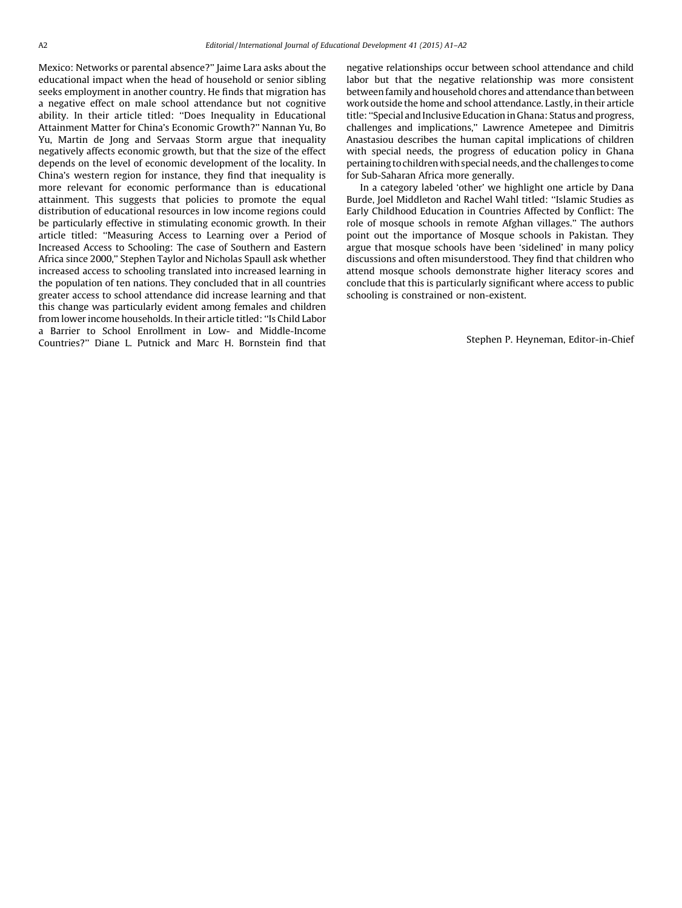Mexico: Networks or parental absence?'' Jaime Lara asks about the educational impact when the head of household or senior sibling seeks employment in another country. He finds that migration has a negative effect on male school attendance but not cognitive ability. In their article titled: ''Does Inequality in Educational Attainment Matter for China's Economic Growth?'' Nannan Yu, Bo Yu, Martin de Jong and Servaas Storm argue that inequality negatively affects economic growth, but that the size of the effect depends on the level of economic development of the locality. In China's western region for instance, they find that inequality is more relevant for economic performance than is educational attainment. This suggests that policies to promote the equal distribution of educational resources in low income regions could be particularly effective in stimulating economic growth. In their article titled: ''Measuring Access to Learning over a Period of Increased Access to Schooling: The case of Southern and Eastern Africa since 2000,'' Stephen Taylor and Nicholas Spaull ask whether increased access to schooling translated into increased learning in the population of ten nations. They concluded that in all countries greater access to school attendance did increase learning and that this change was particularly evident among females and children from lower income households. In their article titled: ''Is Child Labor a Barrier to School Enrollment in Low- and Middle-Income Countries?'' Diane L. Putnick and Marc H. Bornstein find that negative relationships occur between school attendance and child labor but that the negative relationship was more consistent between family and household chores and attendance than between work outside the home and school attendance. Lastly, in their article title: ''Special and Inclusive Education in Ghana: Status and progress, challenges and implications,'' Lawrence Ametepee and Dimitris Anastasiou describes the human capital implications of children with special needs, the progress of education policy in Ghana pertaining to children with special needs, and the challenges to come for Sub-Saharan Africa more generally.

In a category labeled 'other' we highlight one article by Dana Burde, Joel Middleton and Rachel Wahl titled: ''Islamic Studies as Early Childhood Education in Countries Affected by Conflict: The role of mosque schools in remote Afghan villages.'' The authors point out the importance of Mosque schools in Pakistan. They argue that mosque schools have been 'sidelined' in many policy discussions and often misunderstood. They find that children who attend mosque schools demonstrate higher literacy scores and conclude that this is particularly significant where access to public schooling is constrained or non-existent.

Stephen P. Heyneman, Editor-in-Chief